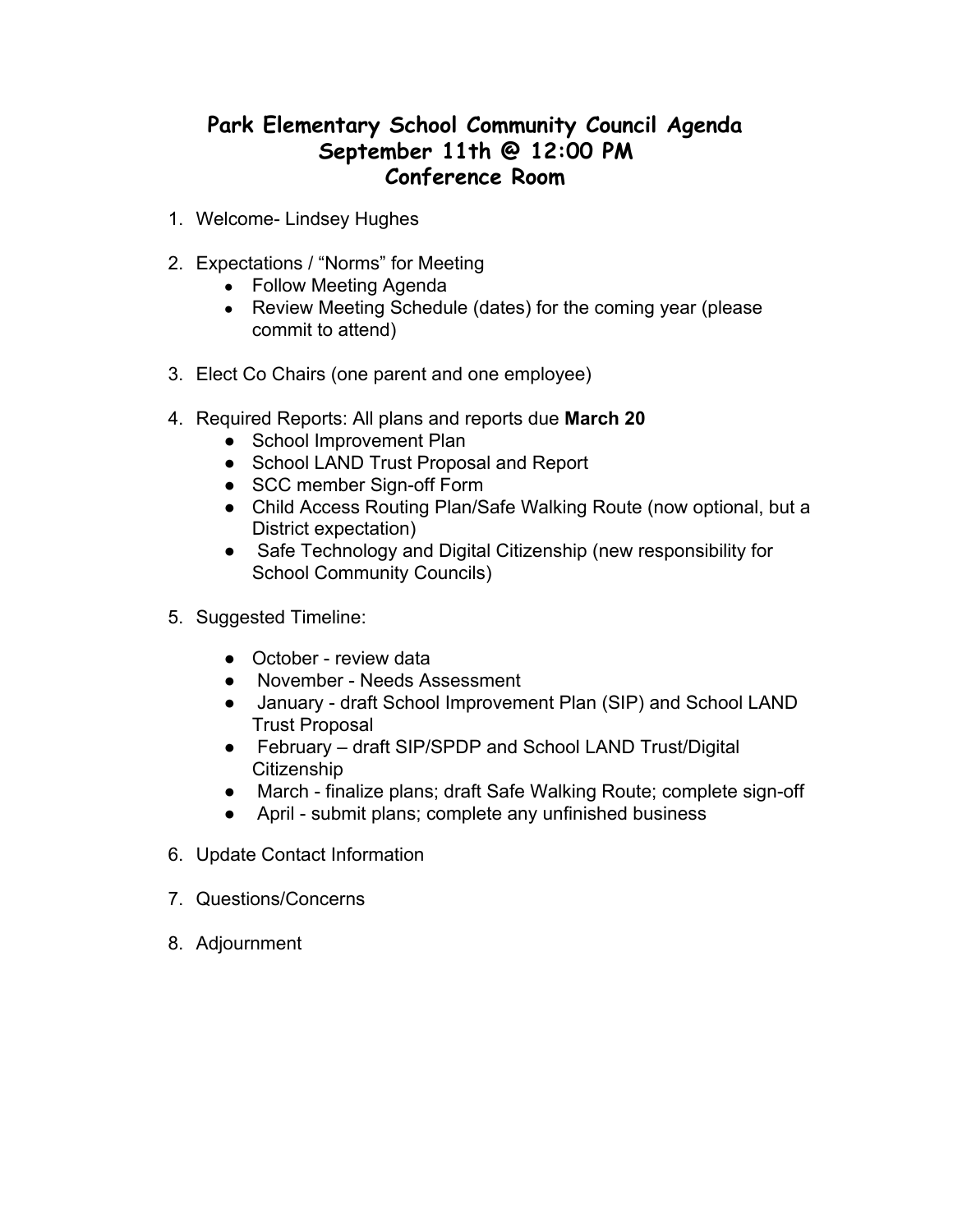# Park Elementary School Community Council Agenda
## September 11th @ 12:00 PM
## Conference Room

1. Welcome- Lindsey Hughes

2. Expectations / "Norms" for Meeting
   - Follow Meeting Agenda
   - Review Meeting Schedule (dates) for the coming year (please commit to attend)

3. Elect Co Chairs (one parent and one employee)

4. Required Reports: All plans and reports due **March 20**
   - School Improvement Plan
   - School LAND Trust Proposal and Report
   - SCC member Sign-off Form
   - Child Access Routing Plan/Safe Walking Route (now optional, but a District expectation)
   - Safe Technology and Digital Citizenship (new responsibility for School Community Councils)

5. Suggested Timeline:
   - October - review data
   - November - Needs Assessment
   - January - draft School Improvement Plan (SIP) and School LAND Trust Proposal
   - February – draft SIP/SPDP and School LAND Trust/Digital Citizenship
   - March - finalize plans; draft Safe Walking Route; complete sign-off
   - April - submit plans; complete any unfinished business

6. Update Contact Information

7. Questions/Concerns

8. Adjournment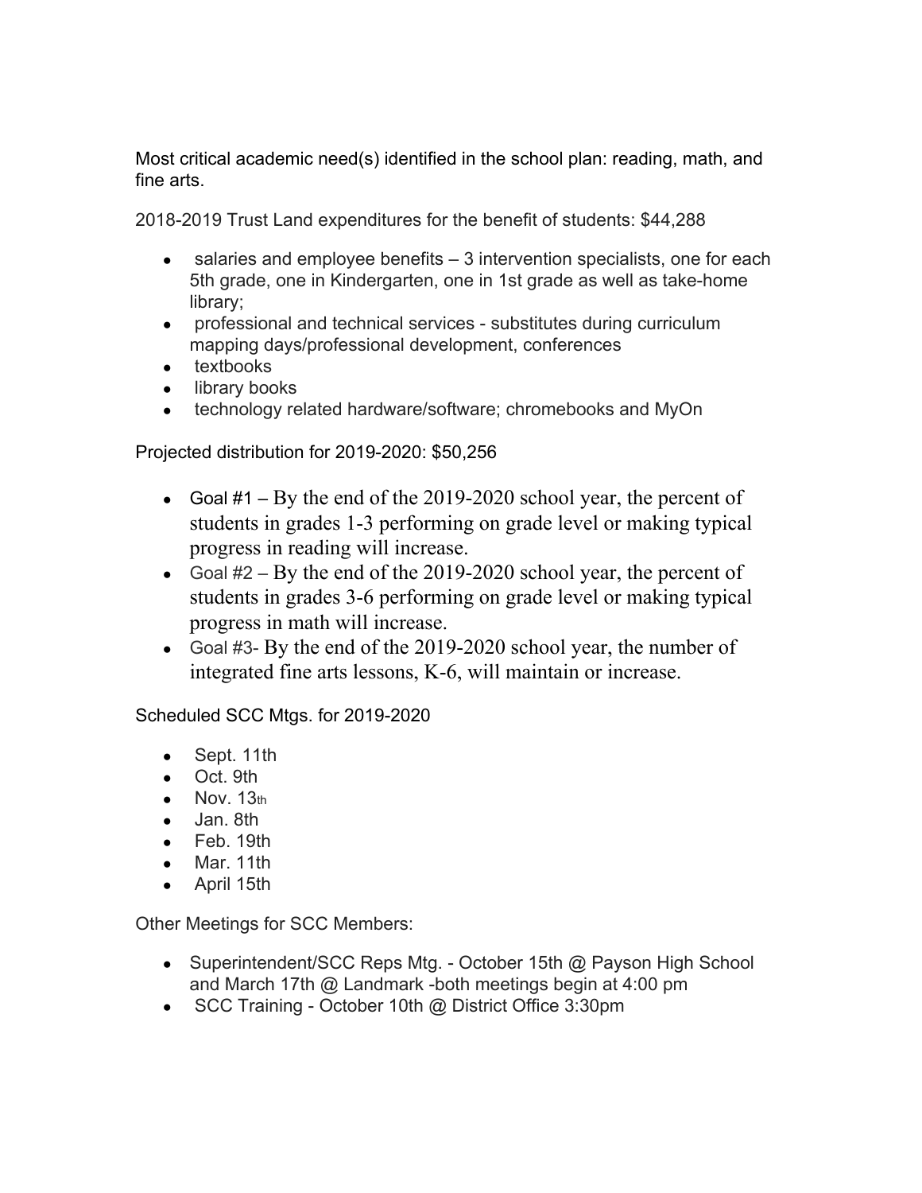Most critical academic need(s) identified in the school plan: reading, math, and fine arts.

2018-2019 Trust Land expenditures for the benefit of students: $44,288

- salaries and employee benefits – 3 intervention specialists, one for each 5th grade, one in Kindergarten, one in 1st grade as well as take-home library;
- professional and technical services - substitutes during curriculum mapping days/professional development, conferences
- textbooks
- library books
- technology related hardware/software; chromebooks and MyOn

Projected distribution for 2019-2020: $50,256

- Goal #1 – By the end of the 2019-2020 school year, the percent of students in grades 1-3 performing on grade level or making typical progress in reading will increase.
- Goal #2 – By the end of the 2019-2020 school year, the percent of students in grades 3-6 performing on grade level or making typical progress in math will increase.
- Goal #3- By the end of the 2019-2020 school year, the number of integrated fine arts lessons, K-6, will maintain or increase.

Scheduled SCC Mtgs. for 2019-2020

- Sept. 11th
- Oct. 9th
- Nov. 13th
- Jan. 8th
- Feb. 19th
- Mar. 11th
- April 15th

Other Meetings for SCC Members:

- Superintendent/SCC Reps Mtg. - October 15th @ Payson High School and March 17th @ Landmark -both meetings begin at 4:00 pm
- SCC Training - October 10th @ District Office 3:30pm